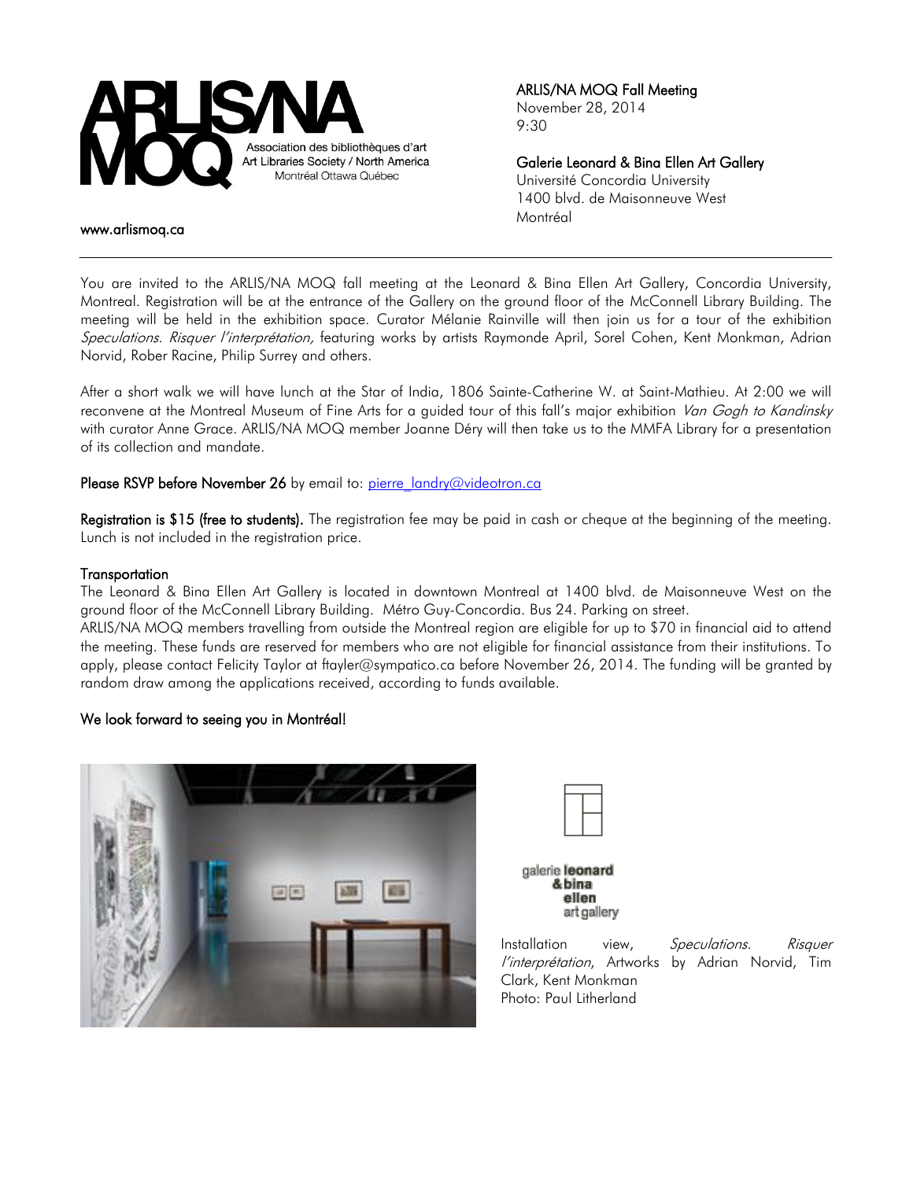ARLIS/NA MOQ

Association des bibliothèques d'art
Art Libraries Society / North America
Montréal Ottawa Québec

www.arlismoq.ca

**ARLIS/NA MOQ Fall Meeting**
November 28, 2014
9:30

**Galerie Leonard & Bina Ellen Art Gallery**
Université Concordia University
1400 blvd. de Maisonneuve West
Montréal

---

You are invited to the ARLIS/NA MOQ fall meeting at the Leonard & Bina Ellen Art Gallery, Concordia University, Montreal. Registration will be at the entrance of the Gallery on the ground floor of the McConnell Library Building. The meeting will be held in the exhibition space. Curator Mélanie Rainville will then join us for a tour of the exhibition *Speculations. Risquer l'interprétation,* featuring works by artists Raymonde April, Sorel Cohen, Kent Monkman, Adrian Norvid, Rober Racine, Philip Surrey and others.

After a short walk we will have lunch at the Star of India, 1806 Sainte-Catherine W. at Saint-Mathieu. At 2:00 we will reconvene at the Montreal Museum of Fine Arts for a guided tour of this fall's major exhibition *Van Gogh to Kandinsky* with curator Anne Grace. ARLIS/NA MOQ member Joanne Déry will then take us to the MMFA Library for a presentation of its collection and mandate.

**Please RSVP before November 26** by email to: pierre_landry@videotron.ca

**Registration is $15 (free to students).** The registration fee may be paid in cash or cheque at the beginning of the meeting. Lunch is not included in the registration price.

**Transportation**

The Leonard & Bina Ellen Art Gallery is located in downtown Montreal at 1400 blvd. de Maisonneuve West on the ground floor of the McConnell Library Building. Métro Guy-Concordia. Bus 24. Parking on street.

ARLIS/NA MOQ members travelling from outside the Montreal region are eligible for up to $70 in financial aid to attend the meeting. These funds are reserved for members who are not eligible for financial assistance from their institutions. To apply, please contact Felicity Taylor at ftayler@sympatico.ca before November 26, 2014. The funding will be granted by random draw among the applications received, according to funds available.

**We look forward to seeing you in Montréal!**

galerie leonard & bina ellen art gallery

Installation view, *Speculations. Risquer l'interprétation*, Artworks by Adrian Norvid, Tim Clark, Kent Monkman
Photo: Paul Litherland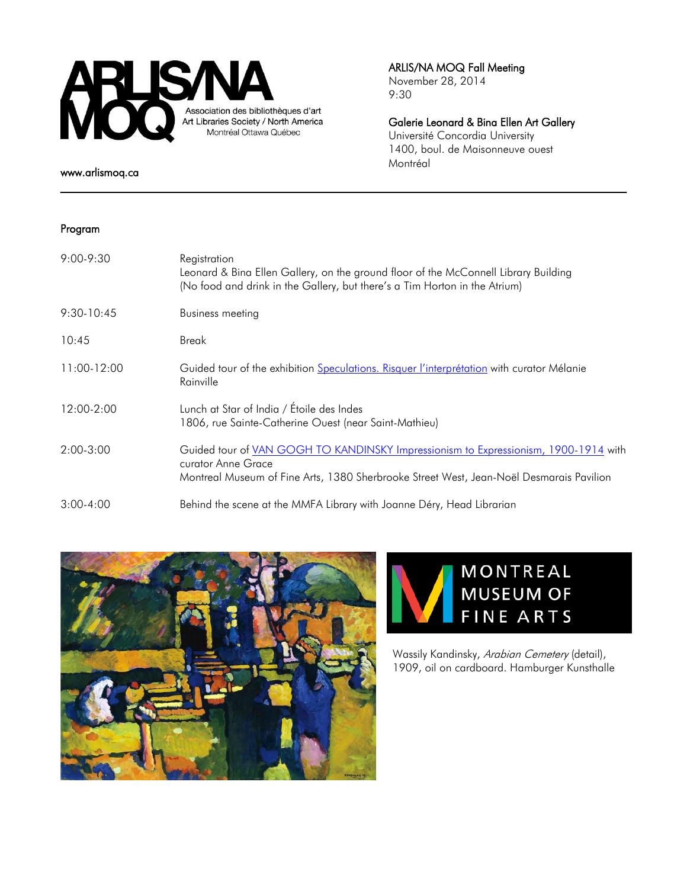ARLIS/NA MOQ

Association des bibliothèques d'art
Art Libraries Society / North America
Montréal Ottawa Québec

www.arlismoq.ca

**ARLIS/NA MOQ Fall Meeting**
November 28, 2014
9:30

**Galerie Leonard & Bina Ellen Art Gallery**
Université Concordia University
1400, boul. de Maisonneuve ouest
Montréal

---

## Program

| | |
|---|---|
| 9:00-9:30 | Registration<br>Leonard & Bina Ellen Gallery, on the ground floor of the McConnell Library Building<br>(No food and drink in the Gallery, but there's a Tim Horton in the Atrium) |
| 9:30-10:45 | Business meeting |
| 10:45 | Break |
| 11:00-12:00 | Guided tour of the exhibition [Speculations. Risquer l'interprétation]() with curator Mélanie Rainville |
| 12:00-2:00 | Lunch at Star of India / Étoile des Indes<br>1806, rue Sainte-Catherine Ouest (near Saint-Mathieu) |
| 2:00-3:00 | Guided tour of [VAN GOGH TO KANDINSKY Impressionism to Expressionism, 1900-1914]() with curator Anne Grace<br>Montreal Museum of Fine Arts, 1380 Sherbrooke Street West, Jean-Noël Desmarais Pavilion |
| 3:00-4:00 | Behind the scene at the MMFA Library with Joanne Déry, Head Librarian |

MONTREAL MUSEUM OF FINE ARTS

Wassily Kandinsky, *Arabian Cemetery* (detail), 1909, oil on cardboard. Hamburger Kunsthalle